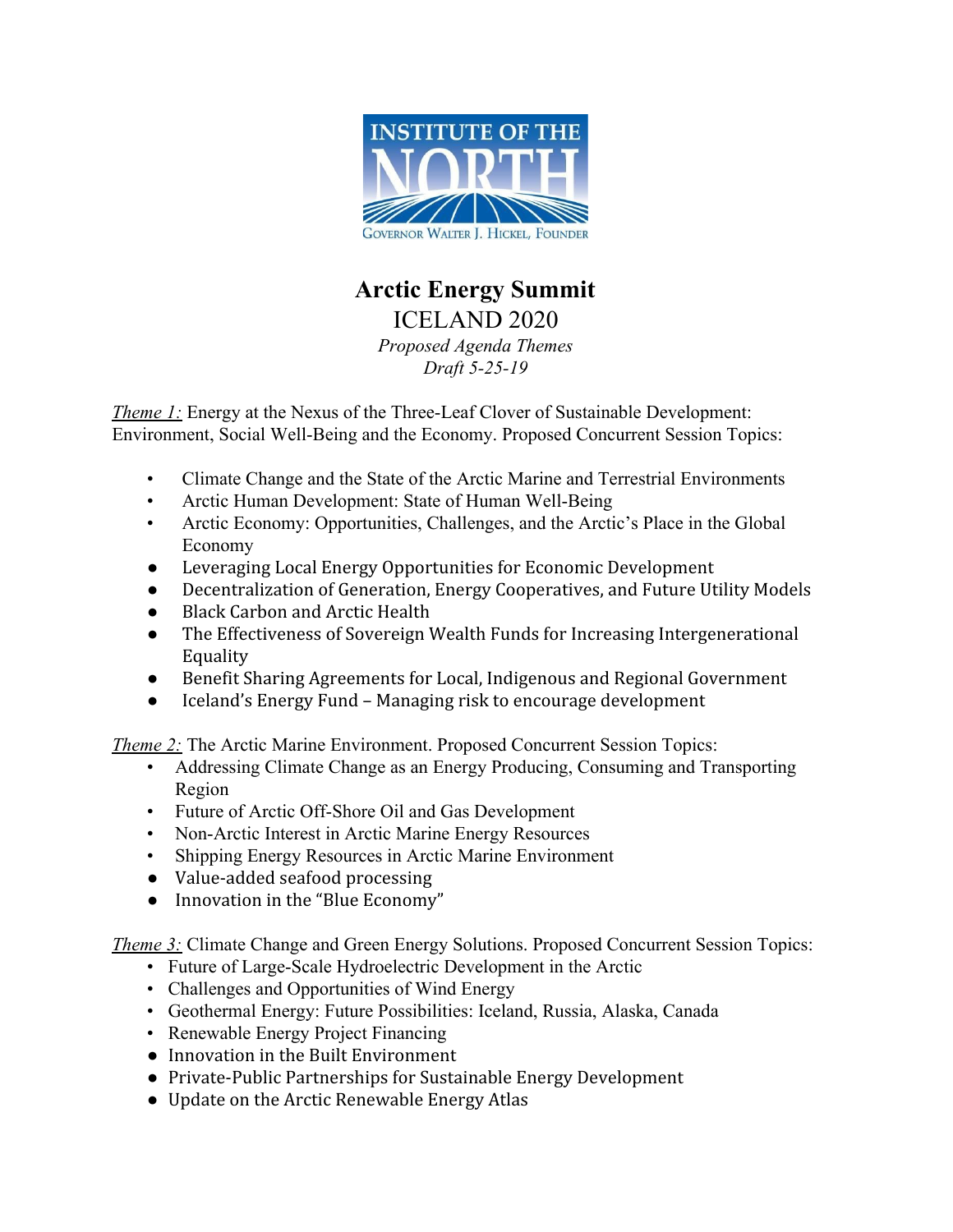INSTITUTE OF THE NORTH

GOVERNOR WALTER J. HICKEL, FOUNDER

# Arctic Energy Summit

## ICELAND 2020

*Proposed Agenda Themes*

*Draft 5-25-19*

*Theme 1:* Energy at the Nexus of the Three-Leaf Clover of Sustainable Development: Environment, Social Well-Being and the Economy. Proposed Concurrent Session Topics:

- Climate Change and the State of the Arctic Marine and Terrestrial Environments
- Arctic Human Development: State of Human Well-Being
- Arctic Economy: Opportunities, Challenges, and the Arctic's Place in the Global Economy
- Leveraging Local Energy Opportunities for Economic Development
- Decentralization of Generation, Energy Cooperatives, and Future Utility Models
- Black Carbon and Arctic Health
- The Effectiveness of Sovereign Wealth Funds for Increasing Intergenerational Equality
- Benefit Sharing Agreements for Local, Indigenous and Regional Government
- Iceland's Energy Fund – Managing risk to encourage development

*Theme 2:* The Arctic Marine Environment. Proposed Concurrent Session Topics:

- Addressing Climate Change as an Energy Producing, Consuming and Transporting Region
- Future of Arctic Off-Shore Oil and Gas Development
- Non-Arctic Interest in Arctic Marine Energy Resources
- Shipping Energy Resources in Arctic Marine Environment
- Value-added seafood processing
- Innovation in the "Blue Economy"

*Theme 3:* Climate Change and Green Energy Solutions. Proposed Concurrent Session Topics:

- Future of Large-Scale Hydroelectric Development in the Arctic
- Challenges and Opportunities of Wind Energy
- Geothermal Energy: Future Possibilities: Iceland, Russia, Alaska, Canada
- Renewable Energy Project Financing
- Innovation in the Built Environment
- Private-Public Partnerships for Sustainable Energy Development
- Update on the Arctic Renewable Energy Atlas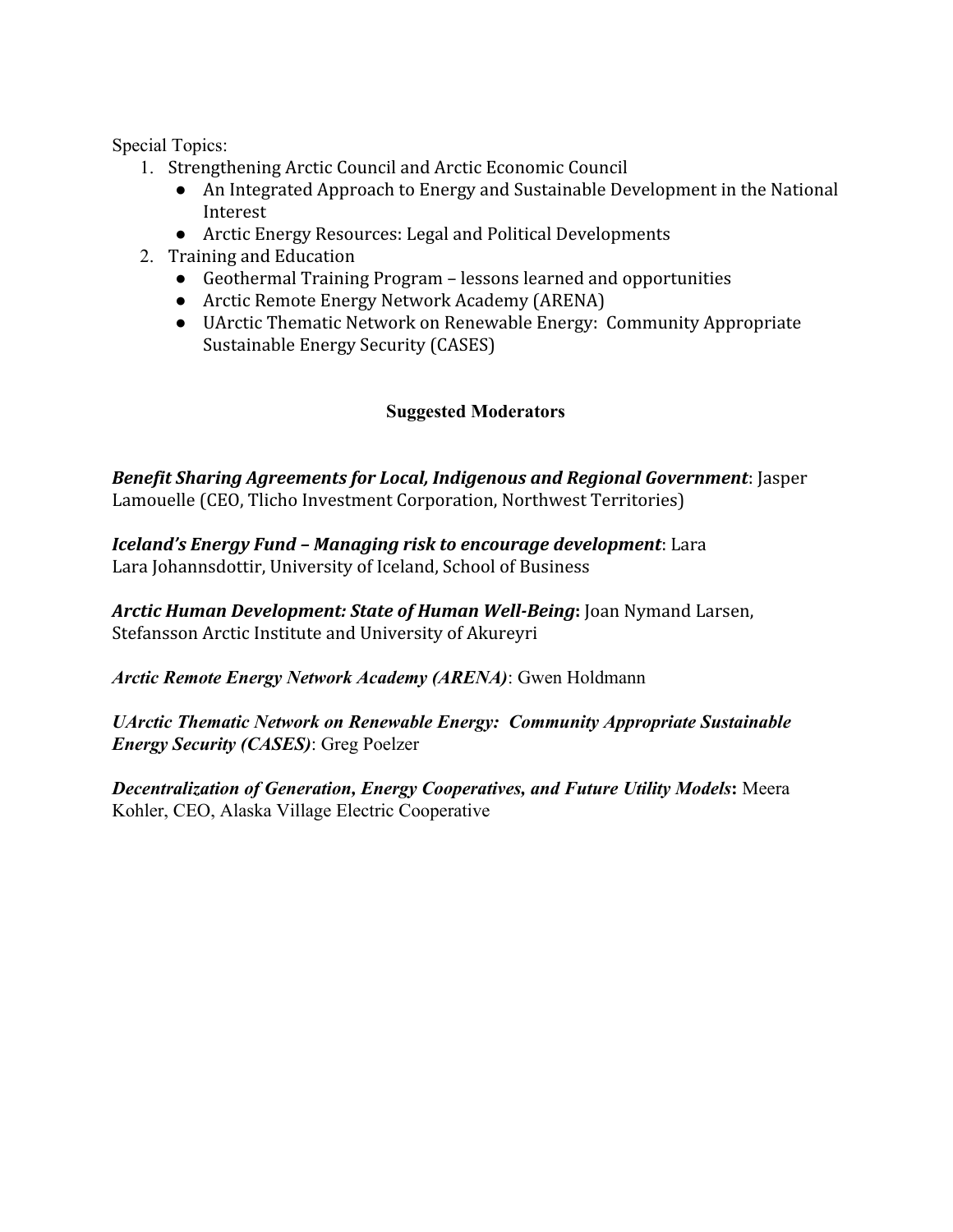Special Topics:

1. Strengthening Arctic Council and Arctic Economic Council
   - An Integrated Approach to Energy and Sustainable Development in the National Interest
   - Arctic Energy Resources: Legal and Political Developments
2. Training and Education
   - Geothermal Training Program – lessons learned and opportunities
   - Arctic Remote Energy Network Academy (ARENA)
   - UArctic Thematic Network on Renewable Energy: Community Appropriate Sustainable Energy Security (CASES)

## Suggested Moderators

***Benefit Sharing Agreements for Local, Indigenous and Regional Government***: Jasper Lamouelle (CEO, Tlicho Investment Corporation, Northwest Territories)

***Iceland's Energy Fund – Managing risk to encourage development***: Lara Lara Johannsdottir, University of Iceland, School of Business

***Arctic Human Development: State of Human Well-Being*****:** Joan Nymand Larsen, Stefansson Arctic Institute and University of Akureyri

***Arctic Remote Energy Network Academy (ARENA)***: Gwen Holdmann

***UArctic Thematic Network on Renewable Energy: Community Appropriate Sustainable Energy Security (CASES)***: Greg Poelzer

***Decentralization of Generation, Energy Cooperatives, and Future Utility Models*****:** Meera Kohler, CEO, Alaska Village Electric Cooperative